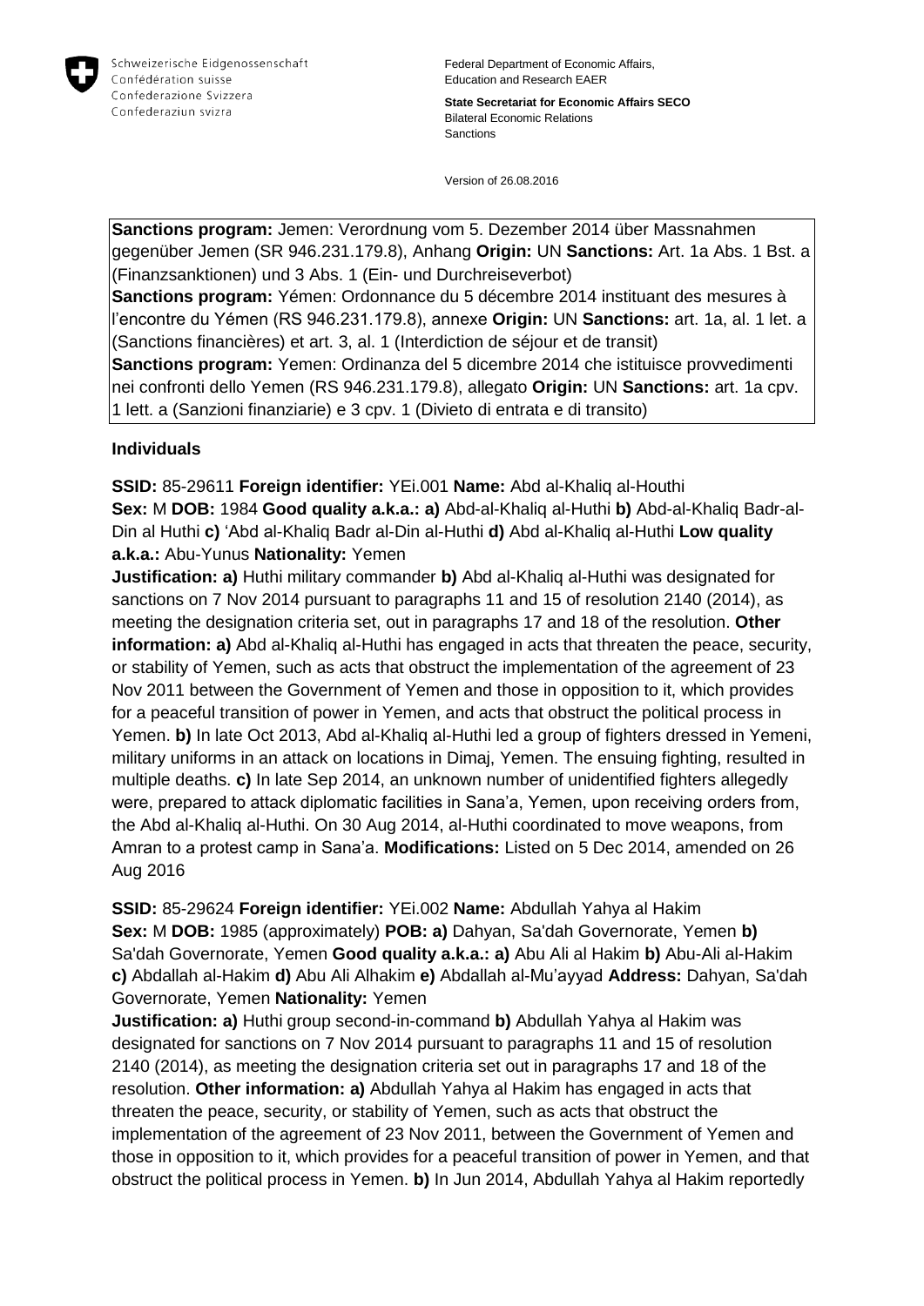Schweizerische Eidgenossenschaft
Confédération suisse
Confederazione Svizzera
Confederaziun svizra

Federal Department of Economic Affairs, Education and Research EAER

**State Secretariat for Economic Affairs SECO**
Bilateral Economic Relations
Sanctions

Version of 26.08.2016

**Sanctions program:** Jemen: Verordnung vom 5. Dezember 2014 über Massnahmen gegenüber Jemen (SR 946.231.179.8), Anhang **Origin:** UN **Sanctions:** Art. 1a Abs. 1 Bst. a (Finanzsanktionen) und 3 Abs. 1 (Ein- und Durchreiseverbot)
**Sanctions program:** Yémen: Ordonnance du 5 décembre 2014 instituant des mesures à l'encontre du Yémen (RS 946.231.179.8), annexe **Origin:** UN **Sanctions:** art. 1a, al. 1 let. a (Sanctions financières) et art. 3, al. 1 (Interdiction de séjour et de transit)
**Sanctions program:** Yemen: Ordinanza del 5 dicembre 2014 che istituisce provvedimenti nei confronti dello Yemen (RS 946.231.179.8), allegato **Origin:** UN **Sanctions:** art. 1a cpv. 1 lett. a (Sanzioni finanziarie) e 3 cpv. 1 (Divieto di entrata e di transito)

**Individuals**

**SSID:** 85-29611 **Foreign identifier:** YEi.001 **Name:** Abd al-Khaliq al-Houthi
**Sex:** M **DOB:** 1984 **Good quality a.k.a.: a)** Abd-al-Khaliq al-Huthi **b)** Abd-al-Khaliq Badr-al-Din al Huthi **c)** 'Abd al-Khaliq Badr al-Din al-Huthi **d)** Abd al-Khaliq al-Huthi **Low quality a.k.a.:** Abu-Yunus **Nationality:** Yemen
**Justification: a)** Huthi military commander **b)** Abd al-Khaliq al-Huthi was designated for sanctions on 7 Nov 2014 pursuant to paragraphs 11 and 15 of resolution 2140 (2014), as meeting the designation criteria set, out in paragraphs 17 and 18 of the resolution. **Other information: a)** Abd al-Khaliq al-Huthi has engaged in acts that threaten the peace, security, or stability of Yemen, such as acts that obstruct the implementation of the agreement of 23 Nov 2011 between the Government of Yemen and those in opposition to it, which provides for a peaceful transition of power in Yemen, and acts that obstruct the political process in Yemen. **b)** In late Oct 2013, Abd al-Khaliq al-Huthi led a group of fighters dressed in Yemeni, military uniforms in an attack on locations in Dimaj, Yemen. The ensuing fighting, resulted in multiple deaths. **c)** In late Sep 2014, an unknown number of unidentified fighters allegedly were, prepared to attack diplomatic facilities in Sana'a, Yemen, upon receiving orders from, the Abd al-Khaliq al-Huthi. On 30 Aug 2014, al-Huthi coordinated to move weapons, from Amran to a protest camp in Sana'a. **Modifications:** Listed on 5 Dec 2014, amended on 26 Aug 2016

**SSID:** 85-29624 **Foreign identifier:** YEi.002 **Name:** Abdullah Yahya al Hakim
**Sex:** M **DOB:** 1985 (approximately) **POB: a)** Dahyan, Sa'dah Governorate, Yemen **b)** Sa'dah Governorate, Yemen **Good quality a.k.a.: a)** Abu Ali al Hakim **b)** Abu-Ali al-Hakim **c)** Abdallah al-Hakim **d)** Abu Ali Alhakim **e)** Abdallah al-Mu'ayyad **Address:** Dahyan, Sa'dah Governorate, Yemen **Nationality:** Yemen
**Justification: a)** Huthi group second-in-command **b)** Abdullah Yahya al Hakim was designated for sanctions on 7 Nov 2014 pursuant to paragraphs 11 and 15 of resolution 2140 (2014), as meeting the designation criteria set out in paragraphs 17 and 18 of the resolution. **Other information: a)** Abdullah Yahya al Hakim has engaged in acts that threaten the peace, security, or stability of Yemen, such as acts that obstruct the implementation of the agreement of 23 Nov 2011, between the Government of Yemen and those in opposition to it, which provides for a peaceful transition of power in Yemen, and that obstruct the political process in Yemen. **b)** In Jun 2014, Abdullah Yahya al Hakim reportedly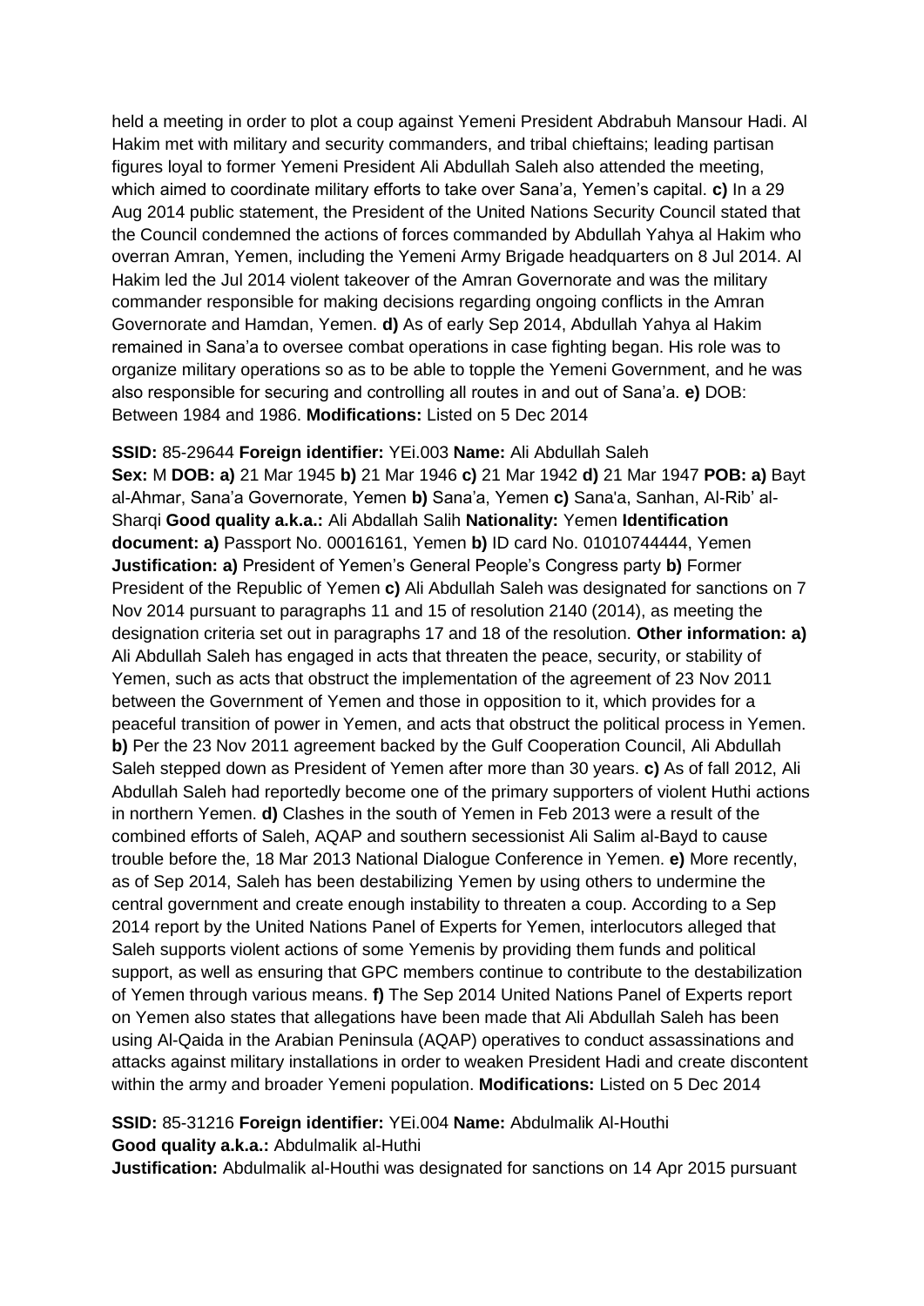held a meeting in order to plot a coup against Yemeni President Abdrabuh Mansour Hadi. Al Hakim met with military and security commanders, and tribal chieftains; leading partisan figures loyal to former Yemeni President Ali Abdullah Saleh also attended the meeting, which aimed to coordinate military efforts to take over Sana'a, Yemen's capital. **c)** In a 29 Aug 2014 public statement, the President of the United Nations Security Council stated that the Council condemned the actions of forces commanded by Abdullah Yahya al Hakim who overran Amran, Yemen, including the Yemeni Army Brigade headquarters on 8 Jul 2014. Al Hakim led the Jul 2014 violent takeover of the Amran Governorate and was the military commander responsible for making decisions regarding ongoing conflicts in the Amran Governorate and Hamdan, Yemen. **d)** As of early Sep 2014, Abdullah Yahya al Hakim remained in Sana'a to oversee combat operations in case fighting began. His role was to organize military operations so as to be able to topple the Yemeni Government, and he was also responsible for securing and controlling all routes in and out of Sana'a. **e)** DOB: Between 1984 and 1986. **Modifications:** Listed on 5 Dec 2014

**SSID:** 85-29644 **Foreign identifier:** YEi.003 **Name:** Ali Abdullah Saleh
**Sex:** M **DOB: a)** 21 Mar 1945 **b)** 21 Mar 1946 **c)** 21 Mar 1942 **d)** 21 Mar 1947 **POB: a)** Bayt al-Ahmar, Sana'a Governorate, Yemen **b)** Sana'a, Yemen **c)** Sana'a, Sanhan, Al-Rib' al-Sharqi **Good quality a.k.a.:** Ali Abdallah Salih **Nationality:** Yemen **Identification document: a)** Passport No. 00016161, Yemen **b)** ID card No. 01010744444, Yemen **Justification: a)** President of Yemen's General People's Congress party **b)** Former President of the Republic of Yemen **c)** Ali Abdullah Saleh was designated for sanctions on 7 Nov 2014 pursuant to paragraphs 11 and 15 of resolution 2140 (2014), as meeting the designation criteria set out in paragraphs 17 and 18 of the resolution. **Other information: a)** Ali Abdullah Saleh has engaged in acts that threaten the peace, security, or stability of Yemen, such as acts that obstruct the implementation of the agreement of 23 Nov 2011 between the Government of Yemen and those in opposition to it, which provides for a peaceful transition of power in Yemen, and acts that obstruct the political process in Yemen. **b)** Per the 23 Nov 2011 agreement backed by the Gulf Cooperation Council, Ali Abdullah Saleh stepped down as President of Yemen after more than 30 years. **c)** As of fall 2012, Ali Abdullah Saleh had reportedly become one of the primary supporters of violent Huthi actions in northern Yemen. **d)** Clashes in the south of Yemen in Feb 2013 were a result of the combined efforts of Saleh, AQAP and southern secessionist Ali Salim al-Bayd to cause trouble before the, 18 Mar 2013 National Dialogue Conference in Yemen. **e)** More recently, as of Sep 2014, Saleh has been destabilizing Yemen by using others to undermine the central government and create enough instability to threaten a coup. According to a Sep 2014 report by the United Nations Panel of Experts for Yemen, interlocutors alleged that Saleh supports violent actions of some Yemenis by providing them funds and political support, as well as ensuring that GPC members continue to contribute to the destabilization of Yemen through various means. **f)** The Sep 2014 United Nations Panel of Experts report on Yemen also states that allegations have been made that Ali Abdullah Saleh has been using Al-Qaida in the Arabian Peninsula (AQAP) operatives to conduct assassinations and attacks against military installations in order to weaken President Hadi and create discontent within the army and broader Yemeni population. **Modifications:** Listed on 5 Dec 2014

**SSID:** 85-31216 **Foreign identifier:** YEi.004 **Name:** Abdulmalik Al-Houthi
**Good quality a.k.a.:** Abdulmalik al-Huthi
**Justification:** Abdulmalik al-Houthi was designated for sanctions on 14 Apr 2015 pursuant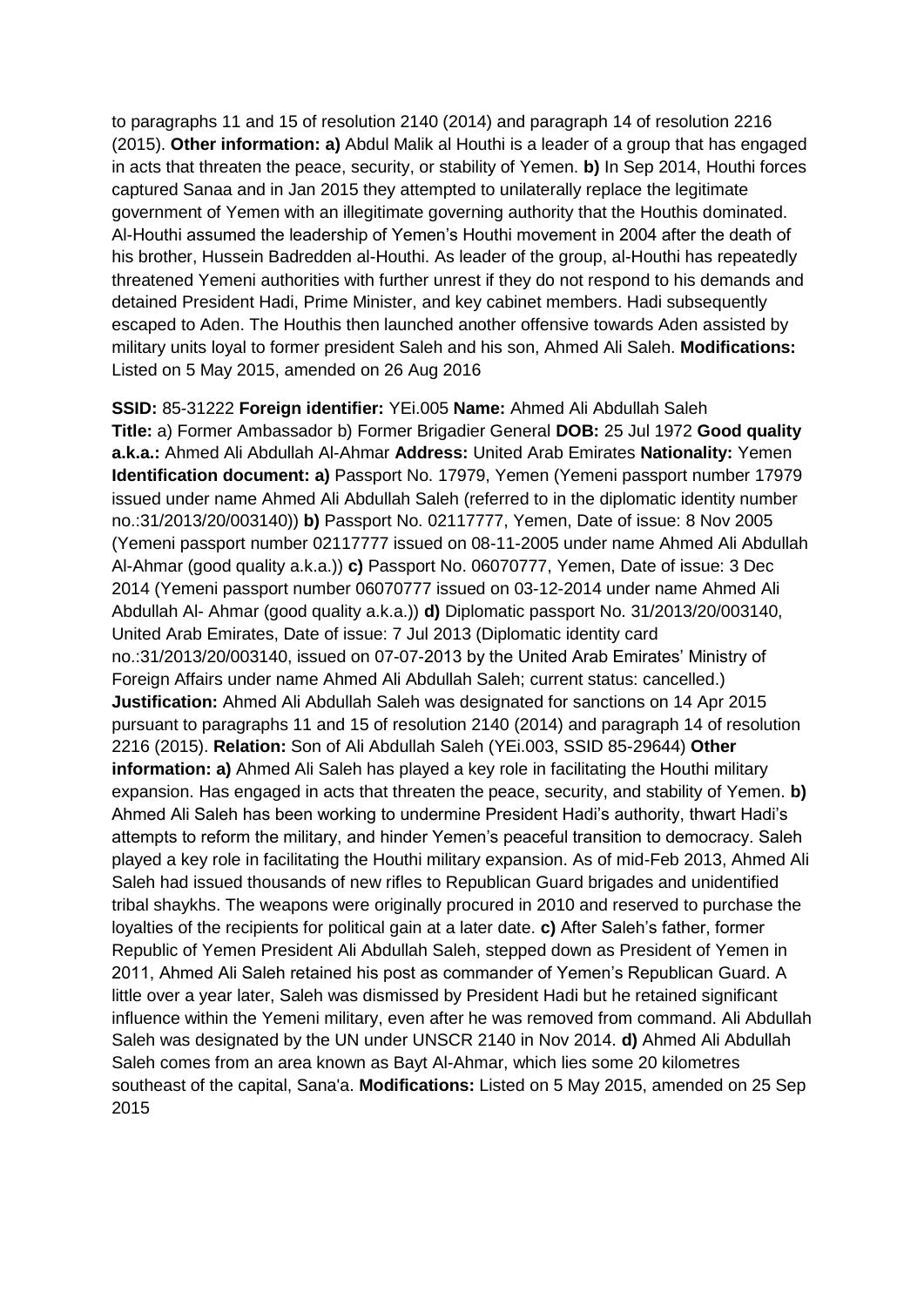to paragraphs 11 and 15 of resolution 2140 (2014) and paragraph 14 of resolution 2216 (2015). **Other information: a)** Abdul Malik al Houthi is a leader of a group that has engaged in acts that threaten the peace, security, or stability of Yemen. **b)** In Sep 2014, Houthi forces captured Sanaa and in Jan 2015 they attempted to unilaterally replace the legitimate government of Yemen with an illegitimate governing authority that the Houthis dominated. Al-Houthi assumed the leadership of Yemen's Houthi movement in 2004 after the death of his brother, Hussein Badredden al-Houthi. As leader of the group, al-Houthi has repeatedly threatened Yemeni authorities with further unrest if they do not respond to his demands and detained President Hadi, Prime Minister, and key cabinet members. Hadi subsequently escaped to Aden. The Houthis then launched another offensive towards Aden assisted by military units loyal to former president Saleh and his son, Ahmed Ali Saleh. **Modifications:** Listed on 5 May 2015, amended on 26 Aug 2016

**SSID:** 85-31222 **Foreign identifier:** YEi.005 **Name:** Ahmed Ali Abdullah Saleh **Title:** a) Former Ambassador b) Former Brigadier General **DOB:** 25 Jul 1972 **Good quality a.k.a.:** Ahmed Ali Abdullah Al-Ahmar **Address:** United Arab Emirates **Nationality:** Yemen **Identification document: a)** Passport No. 17979, Yemen (Yemeni passport number 17979 issued under name Ahmed Ali Abdullah Saleh (referred to in the diplomatic identity number no.:31/2013/20/003140)) **b)** Passport No. 02117777, Yemen, Date of issue: 8 Nov 2005 (Yemeni passport number 02117777 issued on 08-11-2005 under name Ahmed Ali Abdullah Al-Ahmar (good quality a.k.a.)) **c)** Passport No. 06070777, Yemen, Date of issue: 3 Dec 2014 (Yemeni passport number 06070777 issued on 03-12-2014 under name Ahmed Ali Abdullah Al- Ahmar (good quality a.k.a.)) **d)** Diplomatic passport No. 31/2013/20/003140, United Arab Emirates, Date of issue: 7 Jul 2013 (Diplomatic identity card no.:31/2013/20/003140, issued on 07-07-2013 by the United Arab Emirates' Ministry of Foreign Affairs under name Ahmed Ali Abdullah Saleh; current status: cancelled.) **Justification:** Ahmed Ali Abdullah Saleh was designated for sanctions on 14 Apr 2015 pursuant to paragraphs 11 and 15 of resolution 2140 (2014) and paragraph 14 of resolution 2216 (2015). **Relation:** Son of Ali Abdullah Saleh (YEi.003, SSID 85-29644) **Other information: a)** Ahmed Ali Saleh has played a key role in facilitating the Houthi military expansion. Has engaged in acts that threaten the peace, security, and stability of Yemen. **b)** Ahmed Ali Saleh has been working to undermine President Hadi's authority, thwart Hadi's attempts to reform the military, and hinder Yemen's peaceful transition to democracy. Saleh played a key role in facilitating the Houthi military expansion. As of mid-Feb 2013, Ahmed Ali Saleh had issued thousands of new rifles to Republican Guard brigades and unidentified tribal shaykhs. The weapons were originally procured in 2010 and reserved to purchase the loyalties of the recipients for political gain at a later date. **c)** After Saleh's father, former Republic of Yemen President Ali Abdullah Saleh, stepped down as President of Yemen in 2011, Ahmed Ali Saleh retained his post as commander of Yemen's Republican Guard. A little over a year later, Saleh was dismissed by President Hadi but he retained significant influence within the Yemeni military, even after he was removed from command. Ali Abdullah Saleh was designated by the UN under UNSCR 2140 in Nov 2014. **d)** Ahmed Ali Abdullah Saleh comes from an area known as Bayt Al-Ahmar, which lies some 20 kilometres southeast of the capital, Sana'a. **Modifications:** Listed on 5 May 2015, amended on 25 Sep 2015